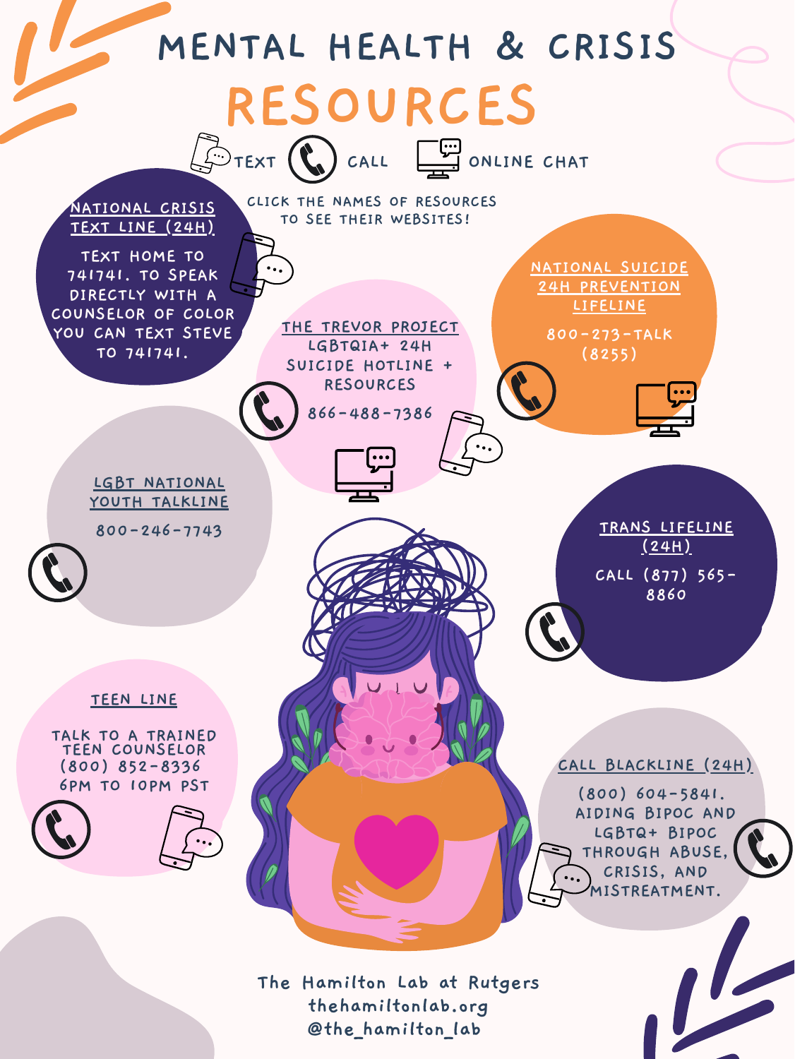# MENTAL HEALTH & CRISIS RESOURCES

TEXT CALL ONLINE CHAT

CLICK THE NAMES OF RESOURCES TO SEE THEIR WEBSITES!

## NATIONAL CRISIS TEXT LINE (24H)

TEXT HOME TO 741741. TO SPEAK DIRECTLY WITH A COUNSELOR OF COLOR YOU CAN TEXT STEVE TO 741741.

## NATIONAL SUICIDE 24H PREVENTION LIFELINE

800-273-TALK (8255)

## THE TREVOR PROJECT

LGBTQIA+ 24H SUICIDE HOTLINE + RESOURCES

866-488-7386

## LGBT NATIONAL YOUTH TALKLINE

800-246-7743

## TRANS LIFELINE (24H)

CALL (877) 565-8860

## TEEN LINE

TALK TO A TRAINED TEEN COUNSELOR
(800) 852-8336
6PM TO 10PM PST

## CALL BLACKLINE (24H)

(800) 604-5841. AIDING BIPOC AND LGBTQ+ BIPOC THROUGH ABUSE, CRISIS, AND MISTREATMENT.

The Hamilton Lab at Rutgers
thehamiltonlab.org
@the_hamilton_lab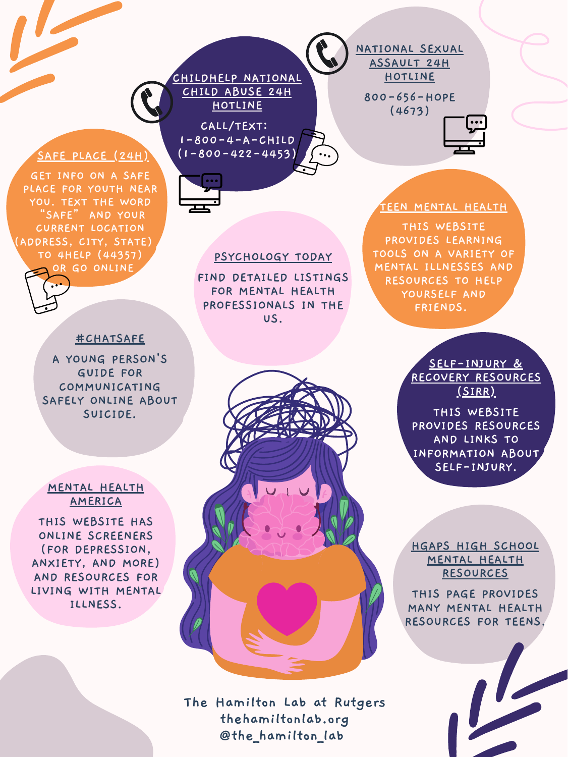## CHILDHELP NATIONAL CHILD ABUSE 24H HOTLINE

CALL/TEXT:
1-800-4-A-CHILD
(1-800-422-4453)

## NATIONAL SEXUAL ASSAULT 24H HOTLINE

800-656-HOPE
(4673)

## SAFE PLACE (24H)

GET INFO ON A SAFE PLACE FOR YOUTH NEAR YOU. TEXT THE WORD "SAFE" AND YOUR CURRENT LOCATION (ADDRESS, CITY, STATE) TO 4HELP (44357) OR GO ONLINE

## TEEN MENTAL HEALTH

THIS WEBSITE PROVIDES LEARNING TOOLS ON A VARIETY OF MENTAL ILLNESSES AND RESOURCES TO HELP YOURSELF AND FRIENDS.

## PSYCHOLOGY TODAY

FIND DETAILED LISTINGS FOR MENTAL HEALTH PROFESSIONALS IN THE US.

## #CHATSAFE

A YOUNG PERSON'S GUIDE FOR COMMUNICATING SAFELY ONLINE ABOUT SUICIDE.

## SELF-INJURY & RECOVERY RESOURCES (SIRR)

THIS WEBSITE PROVIDES RESOURCES AND LINKS TO INFORMATION ABOUT SELF-INJURY.

## MENTAL HEALTH AMERICA

THIS WEBSITE HAS ONLINE SCREENERS (FOR DEPRESSION, ANXIETY, AND MORE) AND RESOURCES FOR LIVING WITH MENTAL ILLNESS.

## HGAPS HIGH SCHOOL MENTAL HEALTH RESOURCES

THIS PAGE PROVIDES MANY MENTAL HEALTH RESOURCES FOR TEENS.

The Hamilton Lab at Rutgers
thehamiltonlab.org
@the_hamilton_lab